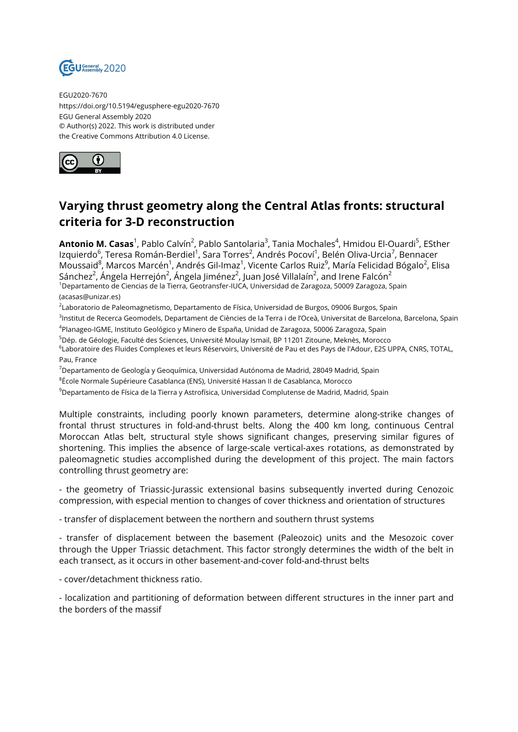EGU2020-7670
https://doi.org/10.5194/egusphere-egu2020-7670
EGU General Assembly 2020
© Author(s) 2022. This work is distributed under
the Creative Commons Attribution 4.0 License.

# Varying thrust geometry along the Central Atlas fronts: structural criteria for 3-D reconstruction

**Antonio M. Casas**[1], Pablo Calvín[2], Pablo Santolaria[3], Tania Mochales[4], Hmidou El-Ouardi[5], ESther Izquierdo[6], Teresa Román-Berdiel[1], Sara Torres[2], Andrés Pocoví[1], Belén Oliva-Urcia[7], Bennacer Moussaid[8], Marcos Marcén[1], Andrés Gil-Imaz[1], Vicente Carlos Ruiz[9], María Felicidad Bógalo[2], Elisa Sánchez[2], Ángela Herrejón[2], Ángela Jiménez[2], Juan José Villalaín[2], and Irene Falcón[2]

[1]Departamento de Ciencias de la Tierra, Geotransfer-IUCA, Universidad de Zaragoza, 50009 Zaragoza, Spain (acasas@unizar.es)

[2]Laboratorio de Paleomagnetismo, Departamento de Física, Universidad de Burgos, 09006 Burgos, Spain

[3]Institut de Recerca Geomodels, Departament de Ciències de la Terra i de l'Oceà, Universitat de Barcelona, Barcelona, Spain

[4]Planageo-IGME, Instituto Geológico y Minero de España, Unidad de Zaragoza, 50006 Zaragoza, Spain

[5]Dép. de Géologie, Faculté des Sciences, Université Moulay Ismail, BP 11201 Zitoune, Meknès, Morocco

[6]Laboratoire des Fluides Complexes et leurs Réservoirs, Université de Pau et des Pays de l'Adour, E2S UPPA, CNRS, TOTAL, Pau, France

[7]Departamento de Geología y Geoquímica, Universidad Autónoma de Madrid, 28049 Madrid, Spain

[8]École Normale Supérieure Casablanca (ENS), Université Hassan II de Casablanca, Morocco

[9]Departamento de Física de la Tierra y Astrofísica, Universidad Complutense de Madrid, Madrid, Spain

Multiple constraints, including poorly known parameters, determine along-strike changes of frontal thrust structures in fold-and-thrust belts. Along the 400 km long, continuous Central Moroccan Atlas belt, structural style shows significant changes, preserving similar figures of shortening. This implies the absence of large-scale vertical-axes rotations, as demonstrated by paleomagnetic studies accomplished during the development of this project. The main factors controlling thrust geometry are:

- the geometry of Triassic-Jurassic extensional basins subsequently inverted during Cenozoic compression, with especial mention to changes of cover thickness and orientation of structures

- transfer of displacement between the northern and southern thrust systems

- transfer of displacement between the basement (Paleozoic) units and the Mesozoic cover through the Upper Triassic detachment. This factor strongly determines the width of the belt in each transect, as it occurs in other basement-and-cover fold-and-thrust belts

- cover/detachment thickness ratio.

- localization and partitioning of deformation between different structures in the inner part and the borders of the massif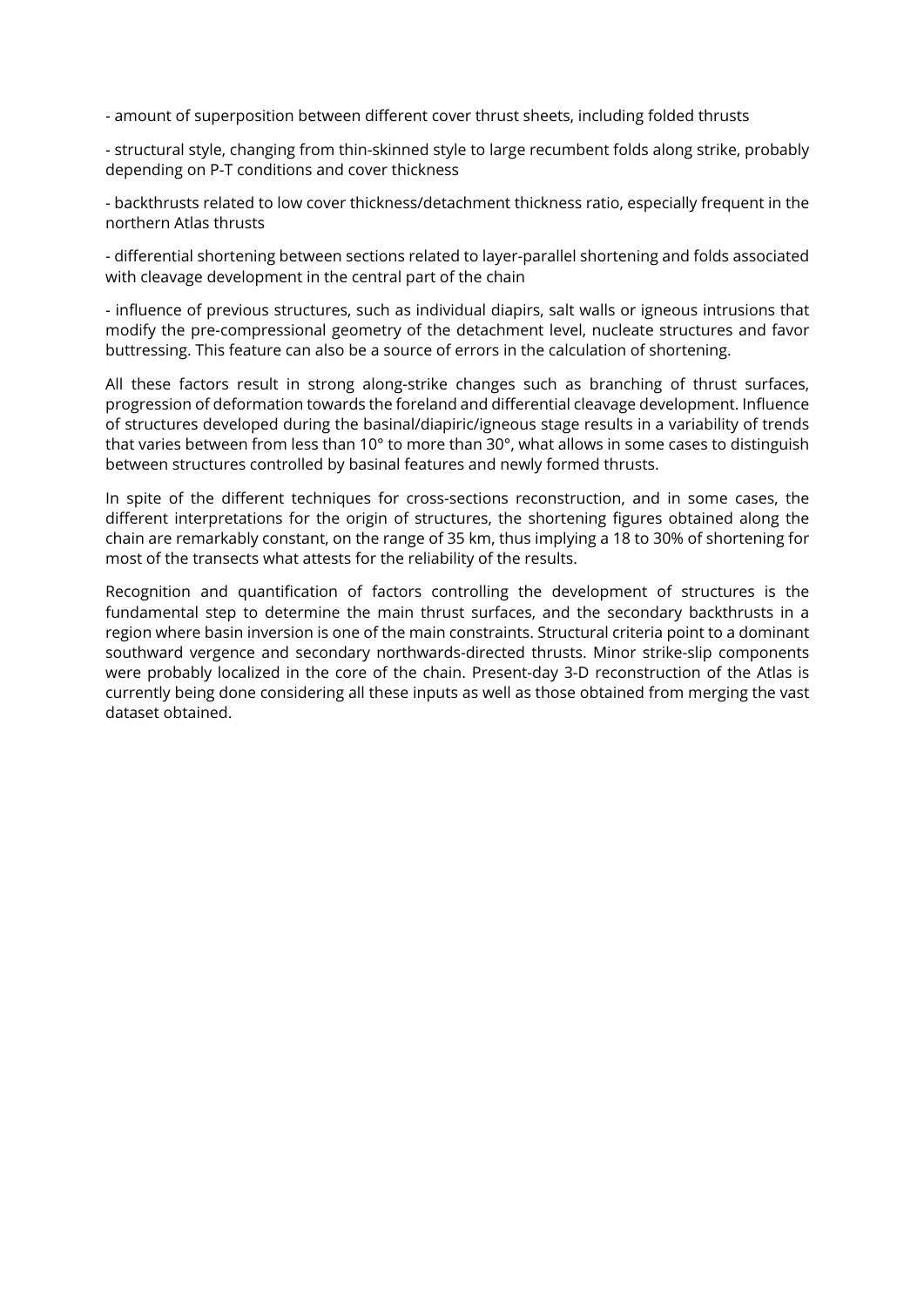- amount of superposition between different cover thrust sheets, including folded thrusts

- structural style, changing from thin-skinned style to large recumbent folds along strike, probably depending on P-T conditions and cover thickness

- backthrusts related to low cover thickness/detachment thickness ratio, especially frequent in the northern Atlas thrusts

- differential shortening between sections related to layer-parallel shortening and folds associated with cleavage development in the central part of the chain

- influence of previous structures, such as individual diapirs, salt walls or igneous intrusions that modify the pre-compressional geometry of the detachment level, nucleate structures and favor buttressing. This feature can also be a source of errors in the calculation of shortening.

All these factors result in strong along-strike changes such as branching of thrust surfaces, progression of deformation towards the foreland and differential cleavage development. Influence of structures developed during the basinal/diapiric/igneous stage results in a variability of trends that varies between from less than 10° to more than 30°, what allows in some cases to distinguish between structures controlled by basinal features and newly formed thrusts.

In spite of the different techniques for cross-sections reconstruction, and in some cases, the different interpretations for the origin of structures, the shortening figures obtained along the chain are remarkably constant, on the range of 35 km, thus implying a 18 to 30% of shortening for most of the transects what attests for the reliability of the results.

Recognition and quantification of factors controlling the development of structures is the fundamental step to determine the main thrust surfaces, and the secondary backthrusts in a region where basin inversion is one of the main constraints. Structural criteria point to a dominant southward vergence and secondary northwards-directed thrusts. Minor strike-slip components were probably localized in the core of the chain. Present-day 3-D reconstruction of the Atlas is currently being done considering all these inputs as well as those obtained from merging the vast dataset obtained.